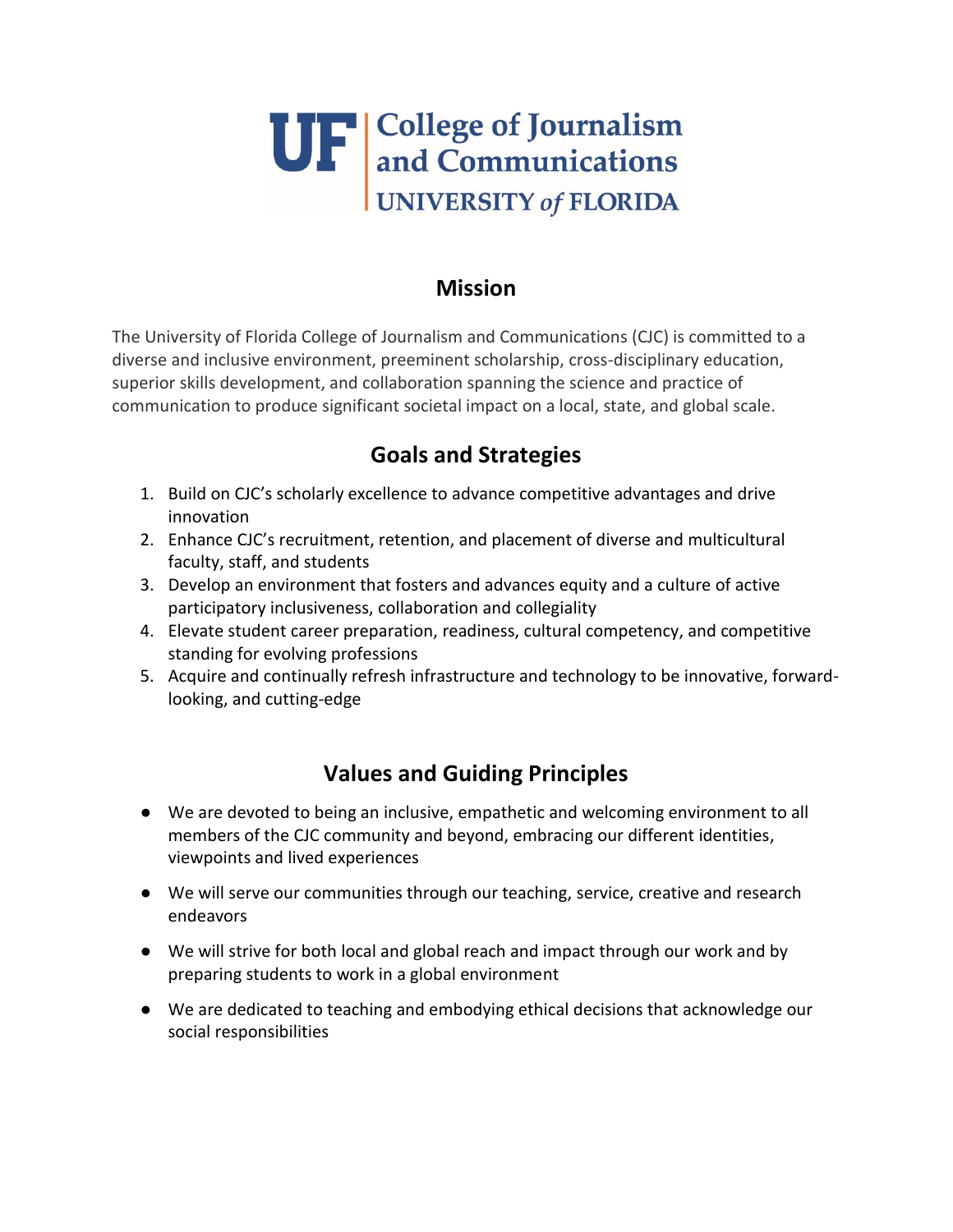UF | College of Journalism and Communications
UNIVERSITY of FLORIDA

## Mission

The University of Florida College of Journalism and Communications (CJC) is committed to a diverse and inclusive environment, preeminent scholarship, cross-disciplinary education, superior skills development, and collaboration spanning the science and practice of communication to produce significant societal impact on a local, state, and global scale.

## Goals and Strategies

1. Build on CJC's scholarly excellence to advance competitive advantages and drive innovation
2. Enhance CJC's recruitment, retention, and placement of diverse and multicultural faculty, staff, and students
3. Develop an environment that fosters and advances equity and a culture of active participatory inclusiveness, collaboration and collegiality
4. Elevate student career preparation, readiness, cultural competency, and competitive standing for evolving professions
5. Acquire and continually refresh infrastructure and technology to be innovative, forward-looking, and cutting-edge

## Values and Guiding Principles

- We are devoted to being an inclusive, empathetic and welcoming environment to all members of the CJC community and beyond, embracing our different identities, viewpoints and lived experiences
- We will serve our communities through our teaching, service, creative and research endeavors
- We will strive for both local and global reach and impact through our work and by preparing students to work in a global environment
- We are dedicated to teaching and embodying ethical decisions that acknowledge our social responsibilities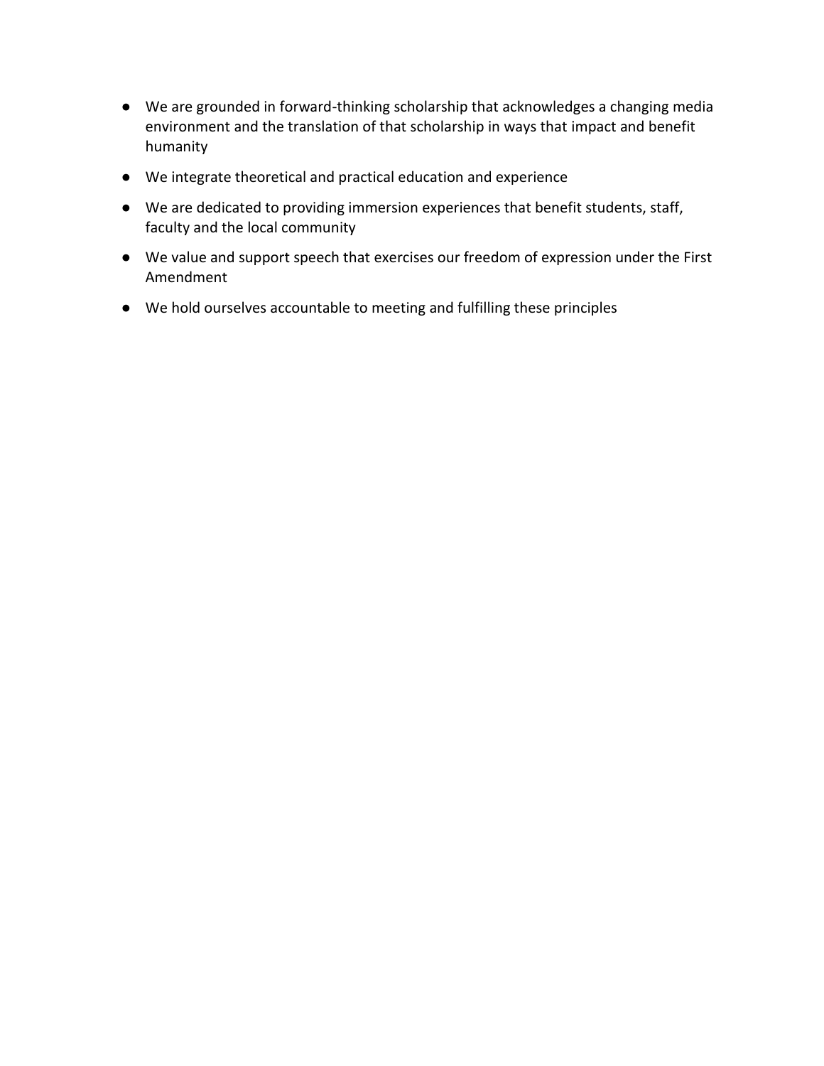- We are grounded in forward-thinking scholarship that acknowledges a changing media environment and the translation of that scholarship in ways that impact and benefit humanity
- We integrate theoretical and practical education and experience
- We are dedicated to providing immersion experiences that benefit students, staff, faculty and the local community
- We value and support speech that exercises our freedom of expression under the First Amendment
- We hold ourselves accountable to meeting and fulfilling these principles